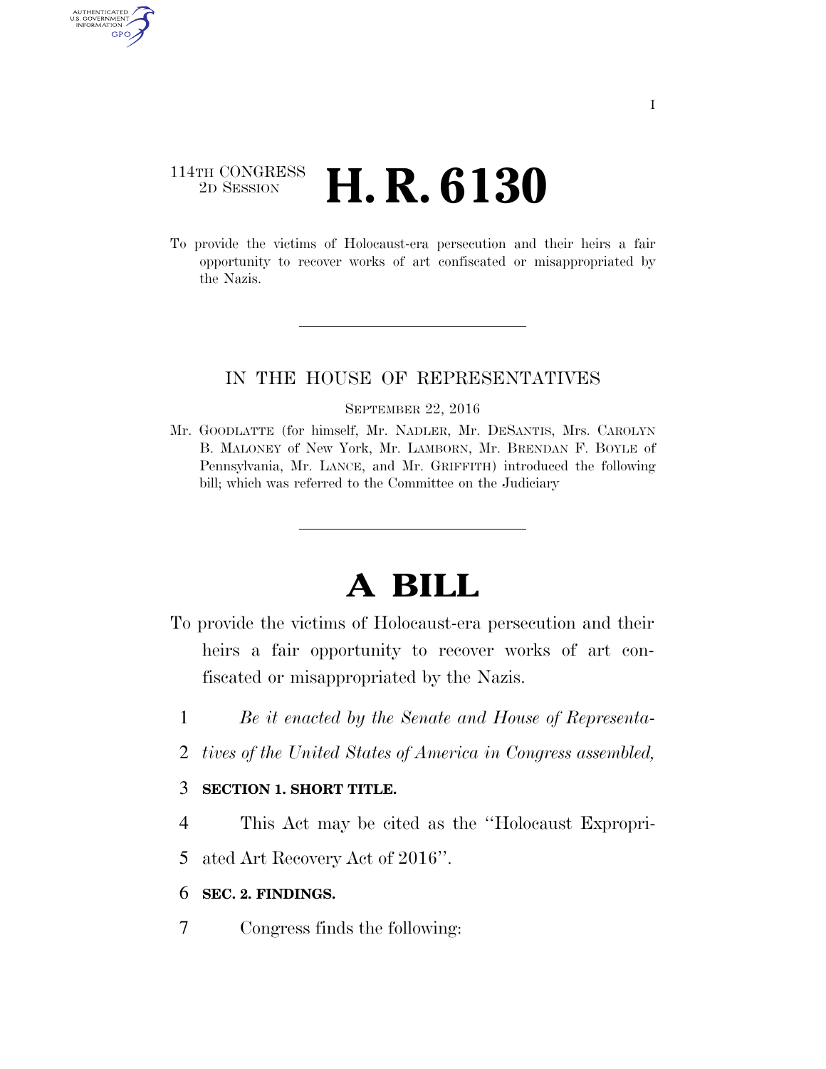114TH CONGRESS
2D SESSION

# H. R. 6130

To provide the victims of Holocaust-era persecution and their heirs a fair opportunity to recover works of art confiscated or misappropriated by the Nazis.

---

IN THE HOUSE OF REPRESENTATIVES

SEPTEMBER 22, 2016

Mr. GOODLATTE (for himself, Mr. NADLER, Mr. DESANTIS, Mrs. CAROLYN B. MALONEY of New York, Mr. LAMBORN, Mr. BRENDAN F. BOYLE of Pennsylvania, Mr. LANCE, and Mr. GRIFFITH) introduced the following bill; which was referred to the Committee on the Judiciary

---

# A BILL

To provide the victims of Holocaust-era persecution and their heirs a fair opportunity to recover works of art confiscated or misappropriated by the Nazis.

1 *Be it enacted by the Senate and House of Representa-*
2 *tives of the United States of America in Congress assembled,*

3 **SECTION 1. SHORT TITLE.**

4 This Act may be cited as the ''Holocaust Expropri-
5 ated Art Recovery Act of 2016''.

6 **SEC. 2. FINDINGS.**

7 Congress finds the following: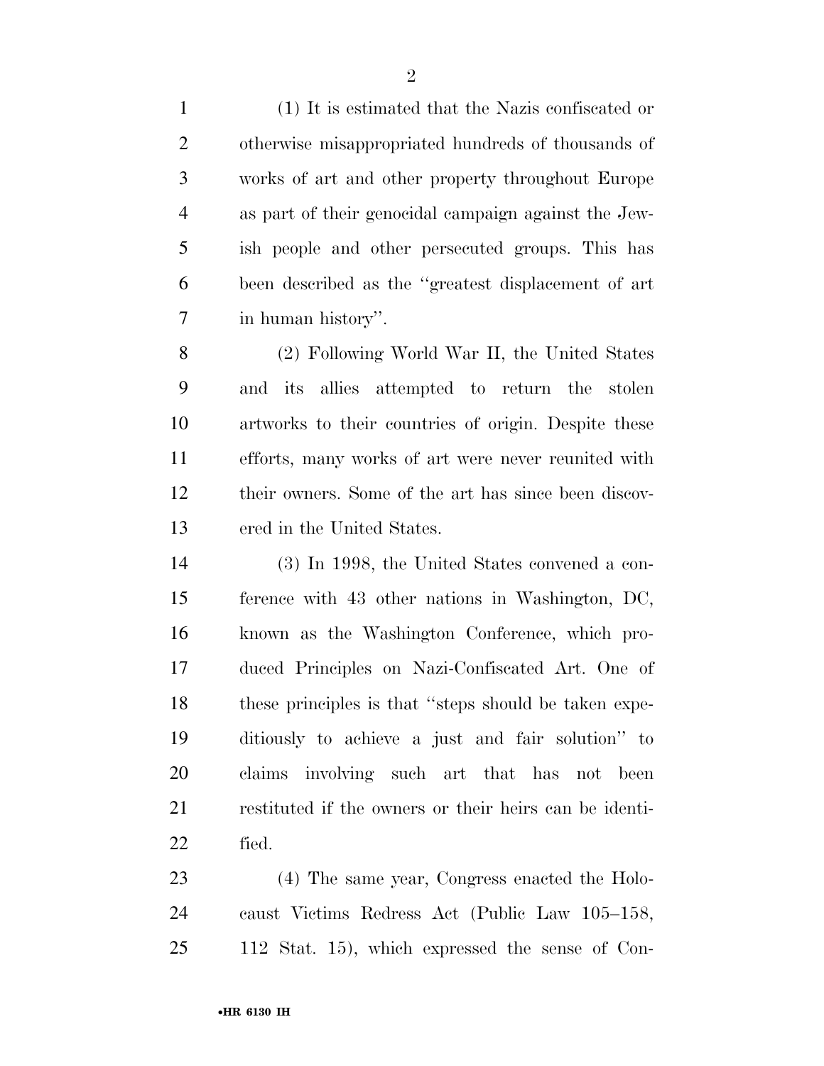(1) It is estimated that the Nazis confiscated or otherwise misappropriated hundreds of thousands of works of art and other property throughout Europe as part of their genocidal campaign against the Jewish people and other persecuted groups. This has been described as the ''greatest displacement of art in human history''.

(2) Following World War II, the United States and its allies attempted to return the stolen artworks to their countries of origin. Despite these efforts, many works of art were never reunited with their owners. Some of the art has since been discovered in the United States.

(3) In 1998, the United States convened a conference with 43 other nations in Washington, DC, known as the Washington Conference, which produced Principles on Nazi-Confiscated Art. One of these principles is that ''steps should be taken expeditiously to achieve a just and fair solution'' to claims involving such art that has not been restituted if the owners or their heirs can be identified.

(4) The same year, Congress enacted the Holocaust Victims Redress Act (Public Law 105–158, 112 Stat. 15), which expressed the sense of Con-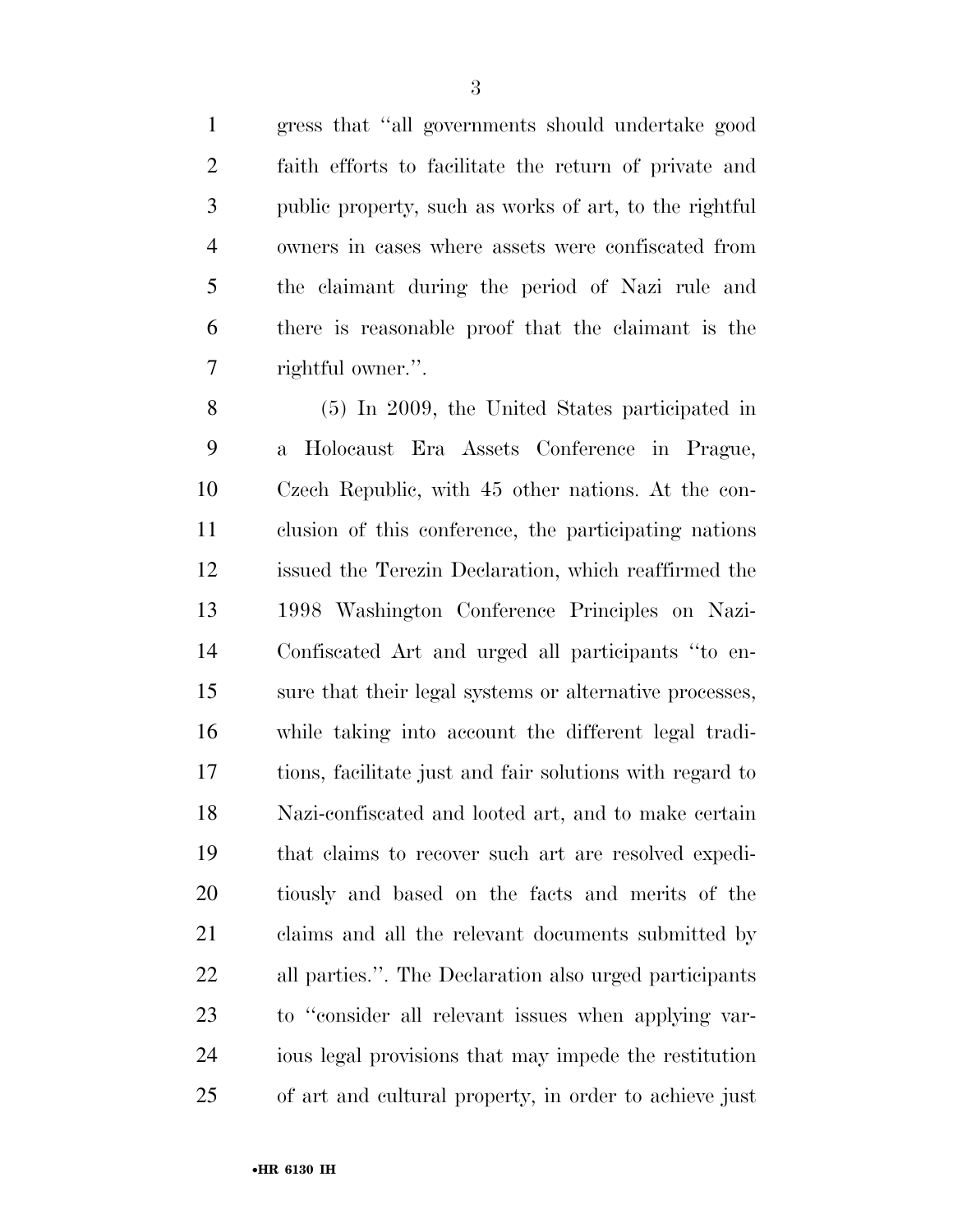gress that ''all governments should undertake good faith efforts to facilitate the return of private and public property, such as works of art, to the rightful owners in cases where assets were confiscated from the claimant during the period of Nazi rule and there is reasonable proof that the claimant is the rightful owner.''.

(5) In 2009, the United States participated in a Holocaust Era Assets Conference in Prague, Czech Republic, with 45 other nations. At the conclusion of this conference, the participating nations issued the Terezin Declaration, which reaffirmed the 1998 Washington Conference Principles on Nazi-Confiscated Art and urged all participants ''to ensure that their legal systems or alternative processes, while taking into account the different legal traditions, facilitate just and fair solutions with regard to Nazi-confiscated and looted art, and to make certain that claims to recover such art are resolved expeditiously and based on the facts and merits of the claims and all the relevant documents submitted by all parties.''. The Declaration also urged participants to ''consider all relevant issues when applying various legal provisions that may impede the restitution of art and cultural property, in order to achieve just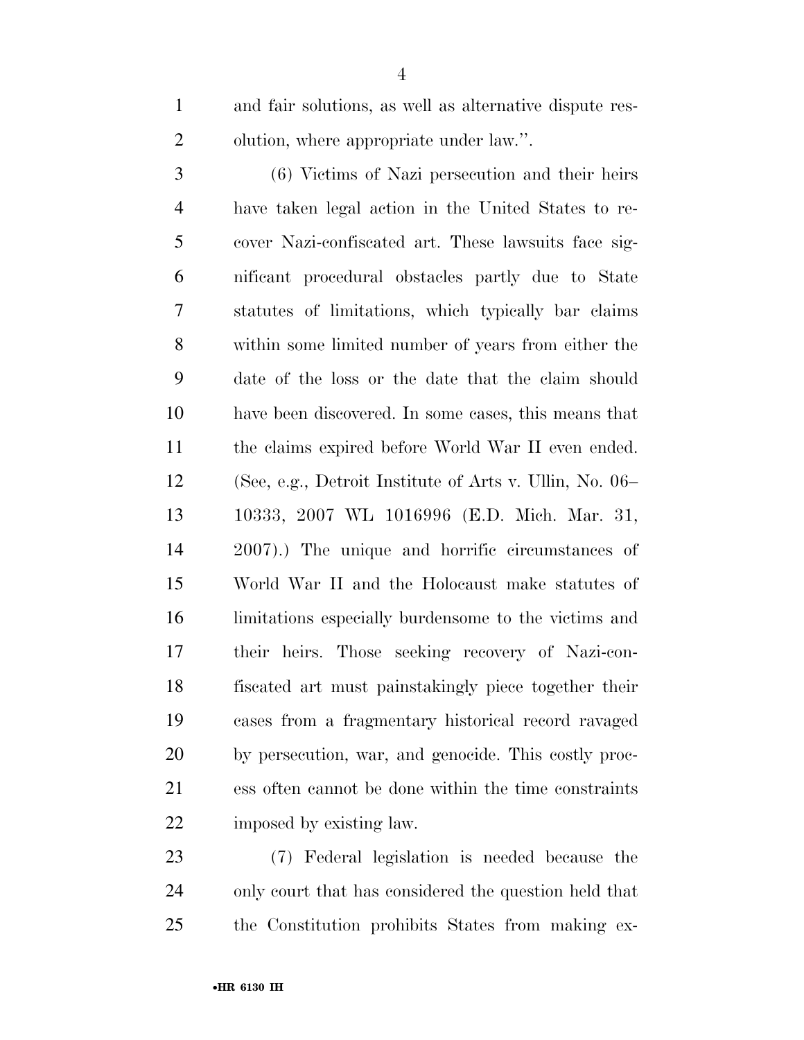and fair solutions, as well as alternative dispute resolution, where appropriate under law.''.

(6) Victims of Nazi persecution and their heirs have taken legal action in the United States to recover Nazi-confiscated art. These lawsuits face significant procedural obstacles partly due to State statutes of limitations, which typically bar claims within some limited number of years from either the date of the loss or the date that the claim should have been discovered. In some cases, this means that the claims expired before World War II even ended. (See, e.g., Detroit Institute of Arts v. Ullin, No. 06–10333, 2007 WL 1016996 (E.D. Mich. Mar. 31, 2007).) The unique and horrific circumstances of World War II and the Holocaust make statutes of limitations especially burdensome to the victims and their heirs. Those seeking recovery of Nazi-confiscated art must painstakingly piece together their cases from a fragmentary historical record ravaged by persecution, war, and genocide. This costly process often cannot be done within the time constraints imposed by existing law.

(7) Federal legislation is needed because the only court that has considered the question held that the Constitution prohibits States from making ex-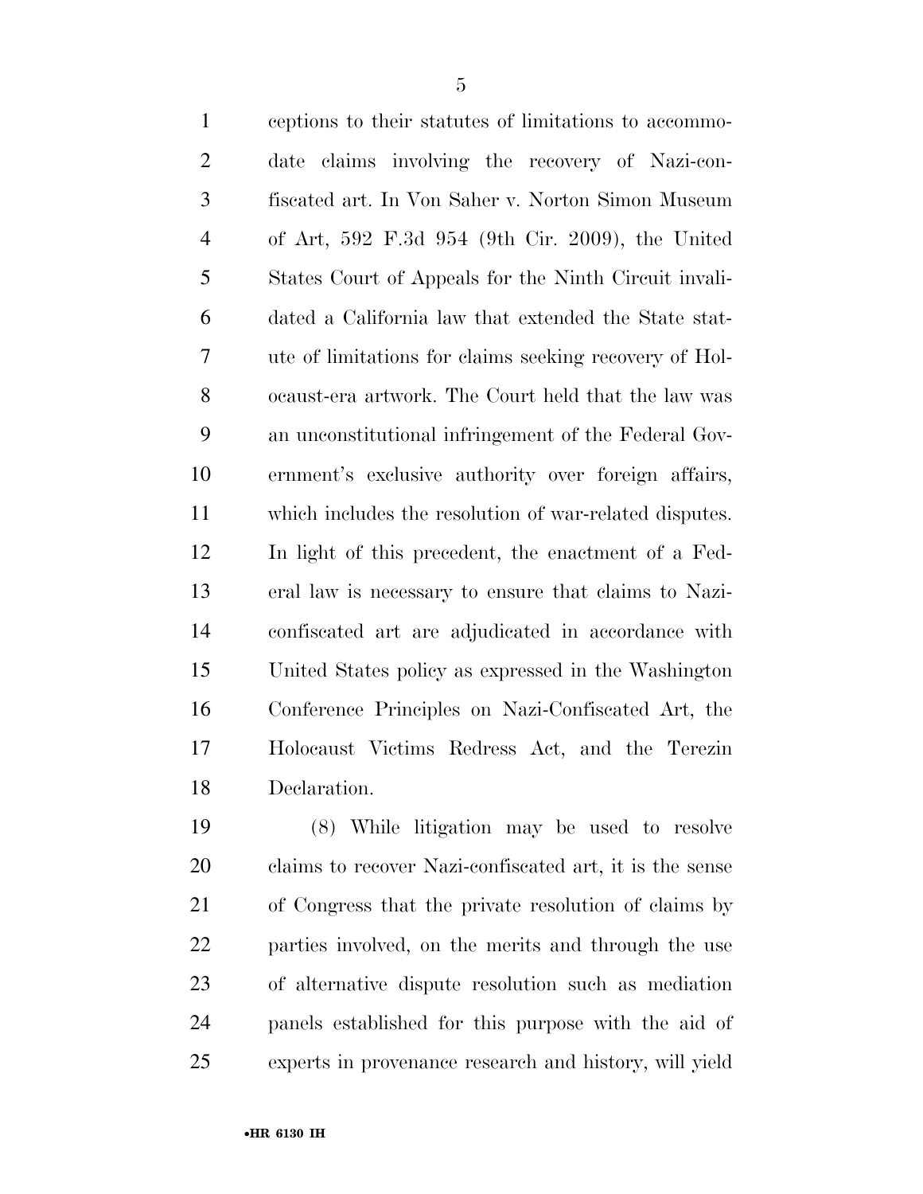ceptions to their statutes of limitations to accommodate claims involving the recovery of Nazi-confiscated art. In Von Saher v. Norton Simon Museum of Art, 592 F.3d 954 (9th Cir. 2009), the United States Court of Appeals for the Ninth Circuit invalidated a California law that extended the State statute of limitations for claims seeking recovery of Holocaust-era artwork. The Court held that the law was an unconstitutional infringement of the Federal Government's exclusive authority over foreign affairs, which includes the resolution of war-related disputes. In light of this precedent, the enactment of a Federal law is necessary to ensure that claims to Nazi-confiscated art are adjudicated in accordance with United States policy as expressed in the Washington Conference Principles on Nazi-Confiscated Art, the Holocaust Victims Redress Act, and the Terezin Declaration.

(8) While litigation may be used to resolve claims to recover Nazi-confiscated art, it is the sense of Congress that the private resolution of claims by parties involved, on the merits and through the use of alternative dispute resolution such as mediation panels established for this purpose with the aid of experts in provenance research and history, will yield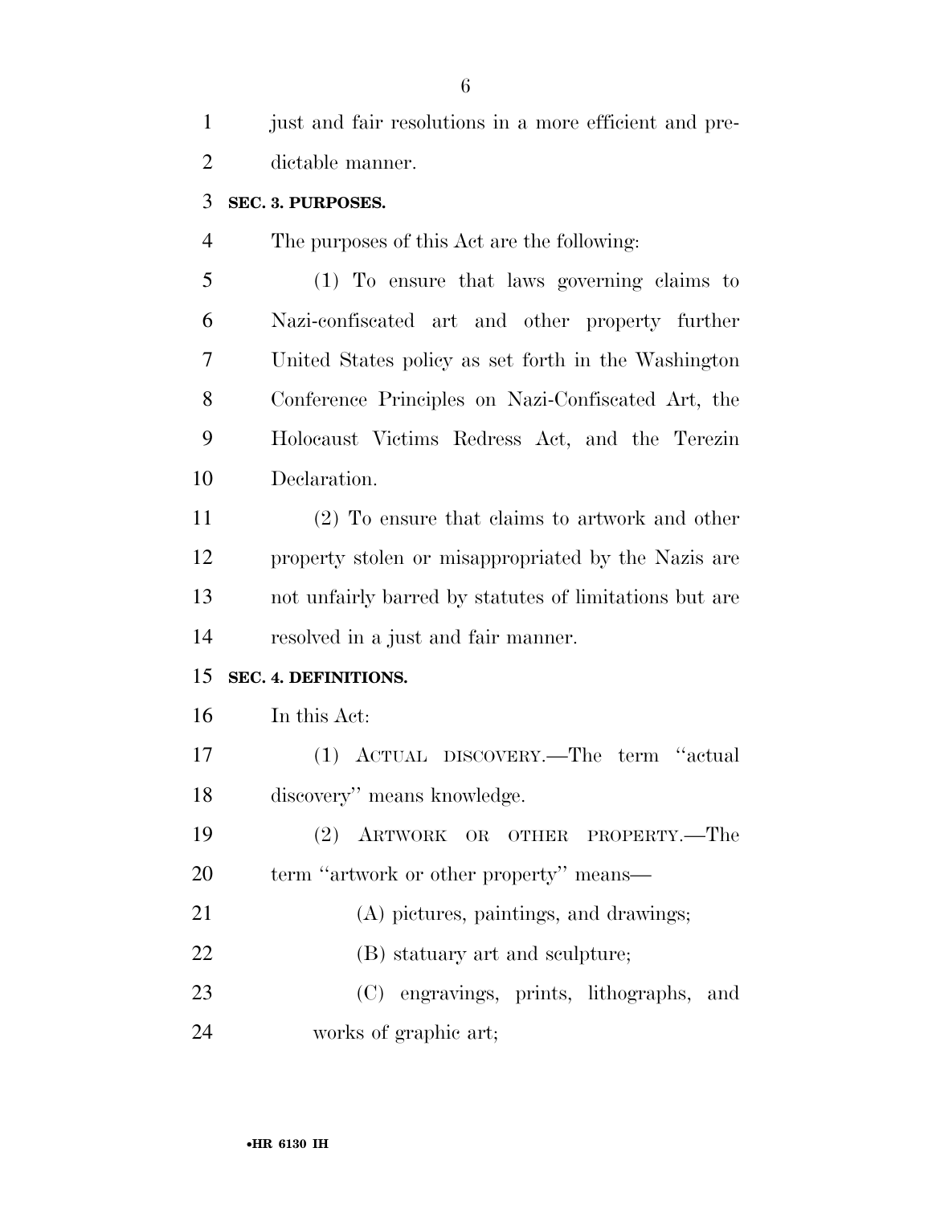just and fair resolutions in a more efficient and predictable manner.

**SEC. 3. PURPOSES.**

The purposes of this Act are the following:

(1) To ensure that laws governing claims to Nazi-confiscated art and other property further United States policy as set forth in the Washington Conference Principles on Nazi-Confiscated Art, the Holocaust Victims Redress Act, and the Terezin Declaration.

(2) To ensure that claims to artwork and other property stolen or misappropriated by the Nazis are not unfairly barred by statutes of limitations but are resolved in a just and fair manner.

**SEC. 4. DEFINITIONS.**

In this Act:

(1) ACTUAL DISCOVERY.—The term "actual discovery" means knowledge.

(2) ARTWORK OR OTHER PROPERTY.—The term "artwork or other property" means—

(A) pictures, paintings, and drawings;

(B) statuary art and sculpture;

(C) engravings, prints, lithographs, and works of graphic art;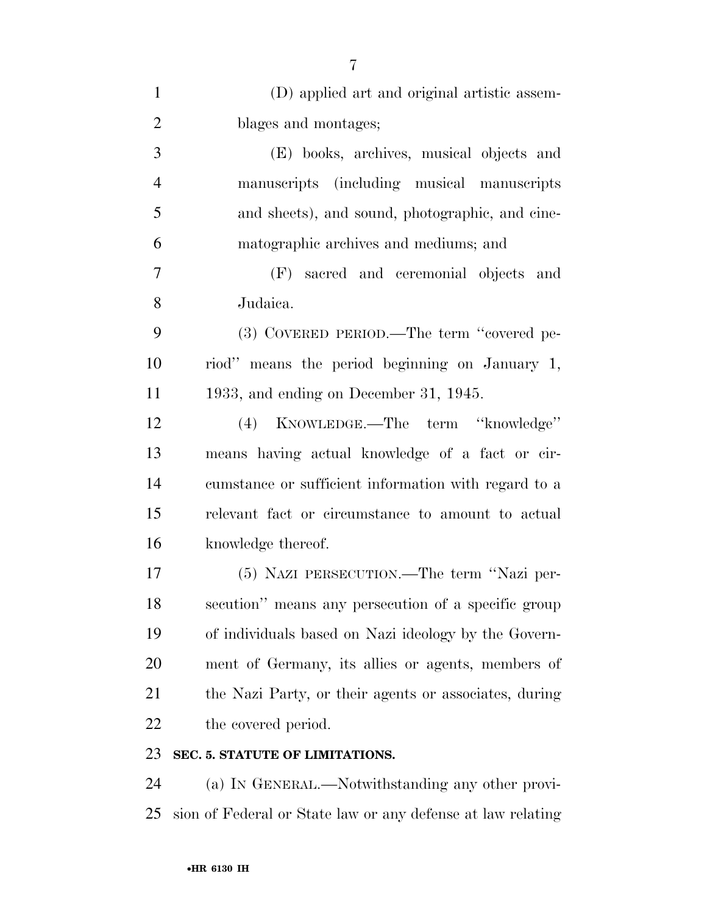(D) applied art and original artistic assemblages and montages;

(E) books, archives, musical objects and manuscripts (including musical manuscripts and sheets), and sound, photographic, and cinematographic archives and mediums; and

(F) sacred and ceremonial objects and Judaica.

(3) COVERED PERIOD.—The term ''covered period'' means the period beginning on January 1, 1933, and ending on December 31, 1945.

(4) KNOWLEDGE.—The term ''knowledge'' means having actual knowledge of a fact or circumstance or sufficient information with regard to a relevant fact or circumstance to amount to actual knowledge thereof.

(5) NAZI PERSECUTION.—The term ''Nazi persecution'' means any persecution of a specific group of individuals based on Nazi ideology by the Government of Germany, its allies or agents, members of the Nazi Party, or their agents or associates, during the covered period.

**SEC. 5. STATUTE OF LIMITATIONS.**

(a) IN GENERAL.—Notwithstanding any other provision of Federal or State law or any defense at law relating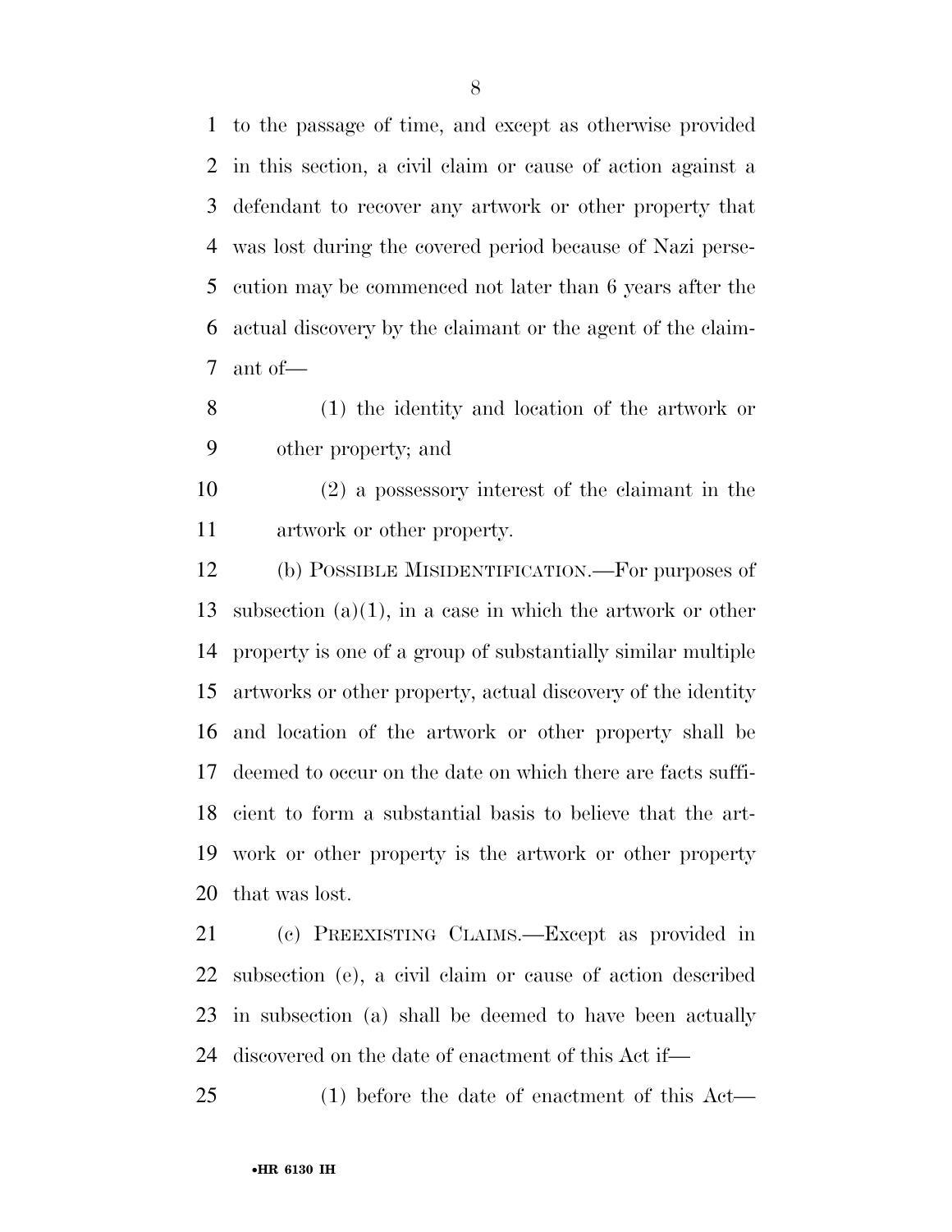to the passage of time, and except as otherwise provided in this section, a civil claim or cause of action against a defendant to recover any artwork or other property that was lost during the covered period because of Nazi persecution may be commenced not later than 6 years after the actual discovery by the claimant or the agent of the claimant of—

(1) the identity and location of the artwork or other property; and

(2) a possessory interest of the claimant in the artwork or other property.

(b) POSSIBLE MISIDENTIFICATION.—For purposes of subsection (a)(1), in a case in which the artwork or other property is one of a group of substantially similar multiple artworks or other property, actual discovery of the identity and location of the artwork or other property shall be deemed to occur on the date on which there are facts sufficient to form a substantial basis to believe that the artwork or other property is the artwork or other property that was lost.

(c) PREEXISTING CLAIMS.—Except as provided in subsection (e), a civil claim or cause of action described in subsection (a) shall be deemed to have been actually discovered on the date of enactment of this Act if—

(1) before the date of enactment of this Act—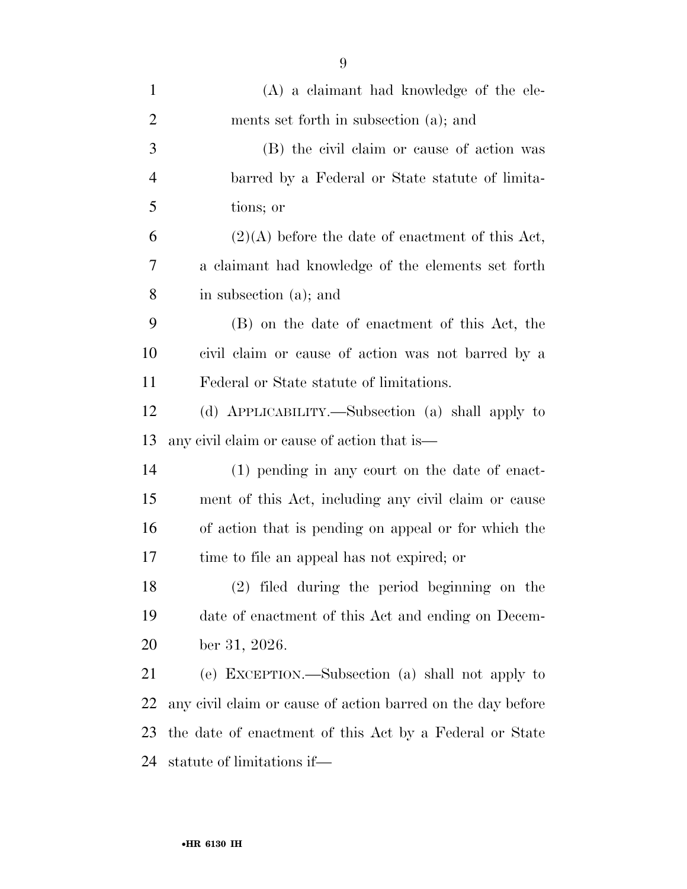(A) a claimant had knowledge of the elements set forth in subsection (a); and

(B) the civil claim or cause of action was barred by a Federal or State statute of limitations; or

(2)(A) before the date of enactment of this Act, a claimant had knowledge of the elements set forth in subsection (a); and

(B) on the date of enactment of this Act, the civil claim or cause of action was not barred by a Federal or State statute of limitations.

(d) APPLICABILITY.—Subsection (a) shall apply to any civil claim or cause of action that is—

(1) pending in any court on the date of enactment of this Act, including any civil claim or cause of action that is pending on appeal or for which the time to file an appeal has not expired; or

(2) filed during the period beginning on the date of enactment of this Act and ending on December 31, 2026.

(e) EXCEPTION.—Subsection (a) shall not apply to any civil claim or cause of action barred on the day before the date of enactment of this Act by a Federal or State statute of limitations if—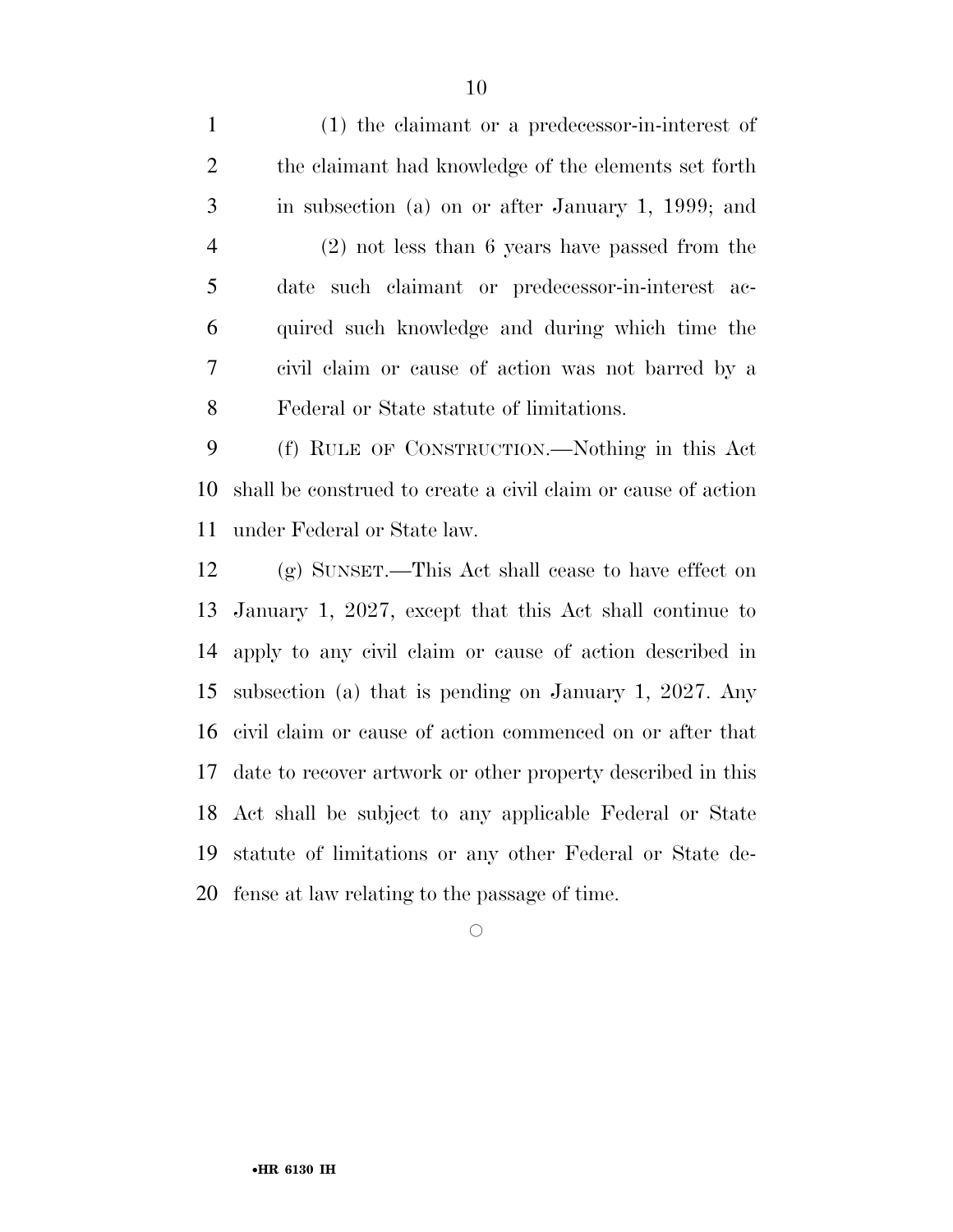(1) the claimant or a predecessor-in-interest of the claimant had knowledge of the elements set forth in subsection (a) on or after January 1, 1999; and

(2) not less than 6 years have passed from the date such claimant or predecessor-in-interest acquired such knowledge and during which time the civil claim or cause of action was not barred by a Federal or State statute of limitations.

(f) RULE OF CONSTRUCTION.—Nothing in this Act shall be construed to create a civil claim or cause of action under Federal or State law.

(g) SUNSET.—This Act shall cease to have effect on January 1, 2027, except that this Act shall continue to apply to any civil claim or cause of action described in subsection (a) that is pending on January 1, 2027. Any civil claim or cause of action commenced on or after that date to recover artwork or other property described in this Act shall be subject to any applicable Federal or State statute of limitations or any other Federal or State defense at law relating to the passage of time.

○